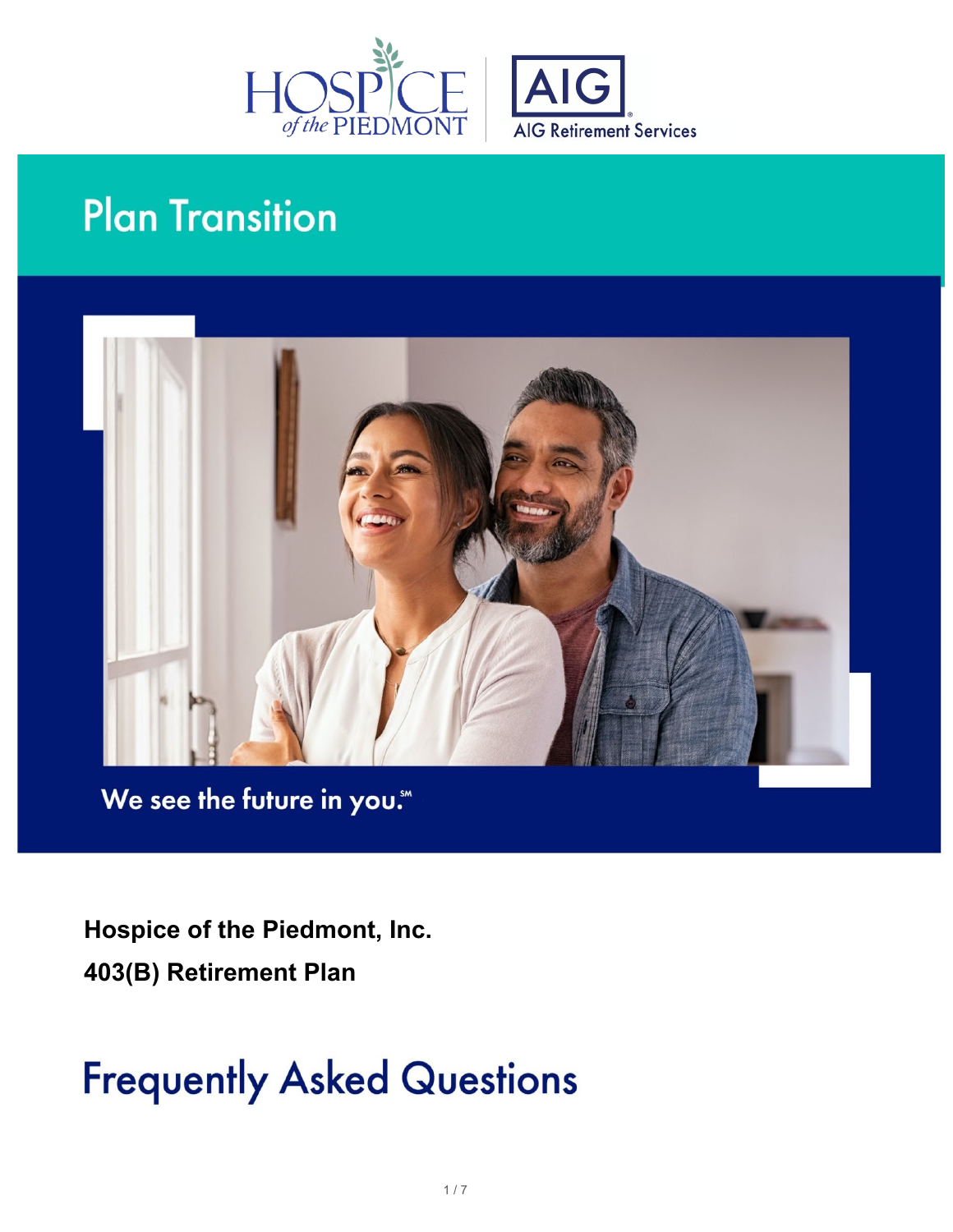HOSPICE of the PIEDMONT

AIG Retirement Services

# Plan Transition

We see the future in you.℠

**Hospice of the Piedmont, Inc.**

**403(B) Retirement Plan**

# Frequently Asked Questions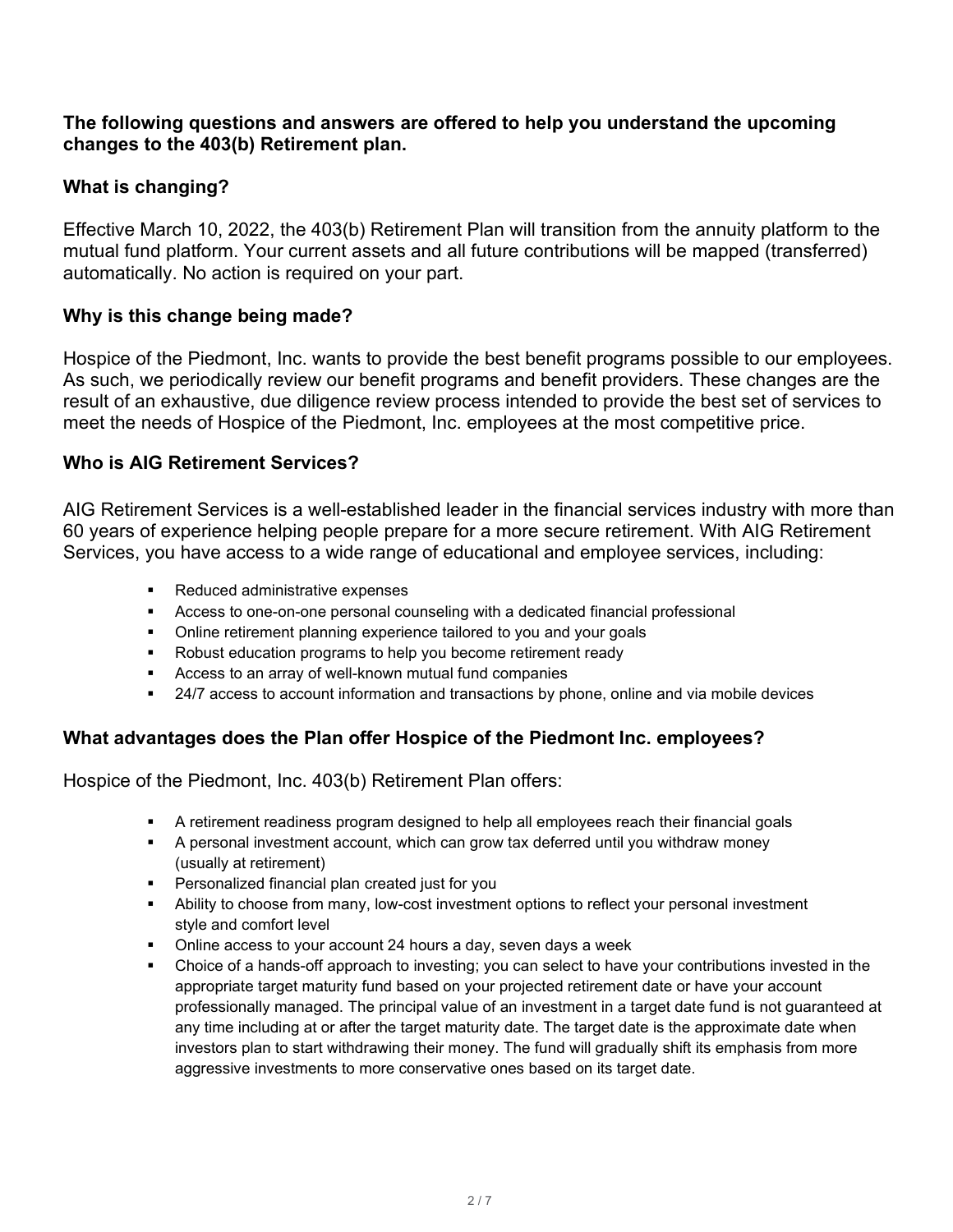**The following questions and answers are offered to help you understand the upcoming changes to the 403(b) Retirement plan.**

## What is changing?

Effective March 10, 2022, the 403(b) Retirement Plan will transition from the annuity platform to the mutual fund platform. Your current assets and all future contributions will be mapped (transferred) automatically. No action is required on your part.

## Why is this change being made?

Hospice of the Piedmont, Inc. wants to provide the best benefit programs possible to our employees. As such, we periodically review our benefit programs and benefit providers. These changes are the result of an exhaustive, due diligence review process intended to provide the best set of services to meet the needs of Hospice of the Piedmont, Inc. employees at the most competitive price.

## Who is AIG Retirement Services?

AIG Retirement Services is a well-established leader in the financial services industry with more than 60 years of experience helping people prepare for a more secure retirement. With AIG Retirement Services, you have access to a wide range of educational and employee services, including:

- Reduced administrative expenses
- Access to one-on-one personal counseling with a dedicated financial professional
- Online retirement planning experience tailored to you and your goals
- Robust education programs to help you become retirement ready
- Access to an array of well-known mutual fund companies
- 24/7 access to account information and transactions by phone, online and via mobile devices

## What advantages does the Plan offer Hospice of the Piedmont Inc. employees?

Hospice of the Piedmont, Inc. 403(b) Retirement Plan offers:

- A retirement readiness program designed to help all employees reach their financial goals
- A personal investment account, which can grow tax deferred until you withdraw money (usually at retirement)
- Personalized financial plan created just for you
- Ability to choose from many, low-cost investment options to reflect your personal investment style and comfort level
- Online access to your account 24 hours a day, seven days a week
- Choice of a hands-off approach to investing; you can select to have your contributions invested in the appropriate target maturity fund based on your projected retirement date or have your account professionally managed. The principal value of an investment in a target date fund is not guaranteed at any time including at or after the target maturity date. The target date is the approximate date when investors plan to start withdrawing their money. The fund will gradually shift its emphasis from more aggressive investments to more conservative ones based on its target date.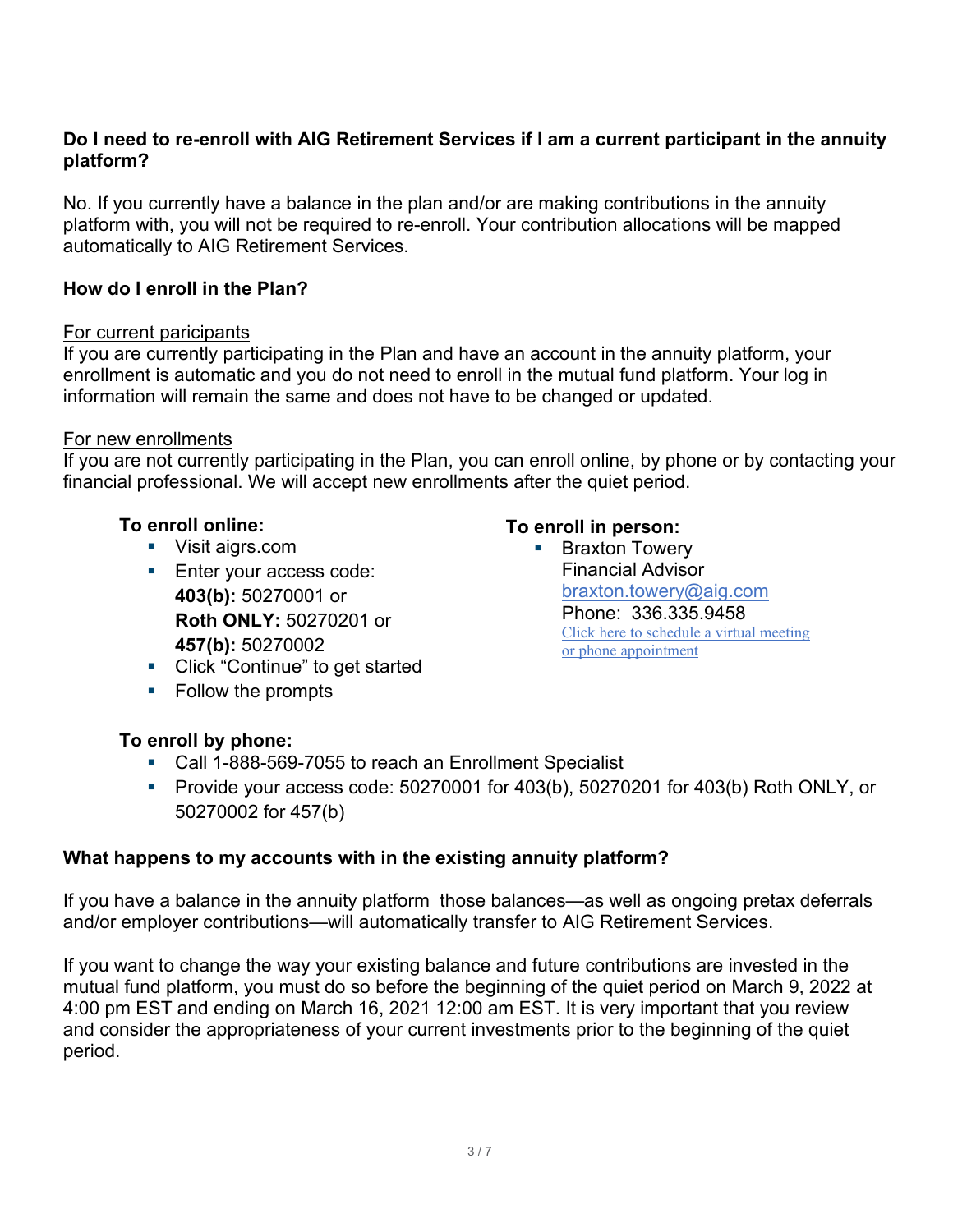**Do I need to re-enroll with AIG Retirement Services if I am a current participant in the annuity platform?**

No. If you currently have a balance in the plan and/or are making contributions in the annuity platform with, you will not be required to re-enroll. Your contribution allocations will be mapped automatically to AIG Retirement Services.

**How do I enroll in the Plan?**

For current paricipants

If you are currently participating in the Plan and have an account in the annuity platform, your enrollment is automatic and you do not need to enroll in the mutual fund platform. Your log in information will remain the same and does not have to be changed or updated.

For new enrollments

If you are not currently participating in the Plan, you can enroll online, by phone or by contacting your financial professional. We will accept new enrollments after the quiet period.

**To enroll online:**

- Visit aigrs.com
- Enter your access code:
  **403(b):** 50270001 or
  **Roth ONLY:** 50270201 or
  **457(b):** 50270002
- Click "Continue" to get started
- Follow the prompts

**To enroll in person:**

- Braxton Towery
  Financial Advisor
  braxton.towery@aig.com
  Phone: 336.335.9458
  Click here to schedule a virtual meeting or phone appointment

**To enroll by phone:**

- Call 1-888-569-7055 to reach an Enrollment Specialist
- Provide your access code: 50270001 for 403(b), 50270201 for 403(b) Roth ONLY, or 50270002 for 457(b)

**What happens to my accounts with in the existing annuity platform?**

If you have a balance in the annuity platform those balances—as well as ongoing pretax deferrals and/or employer contributions—will automatically transfer to AIG Retirement Services.

If you want to change the way your existing balance and future contributions are invested in the mutual fund platform, you must do so before the beginning of the quiet period on March 9, 2022 at 4:00 pm EST and ending on March 16, 2021 12:00 am EST. It is very important that you review and consider the appropriateness of your current investments prior to the beginning of the quiet period.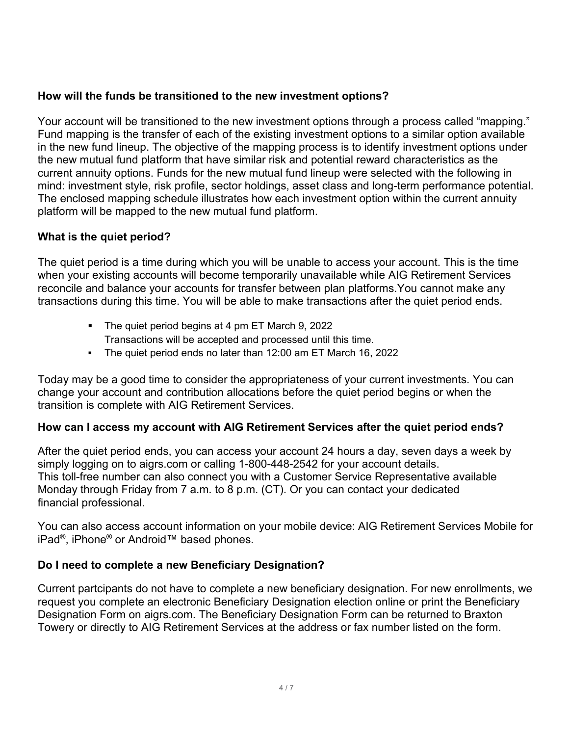**How will the funds be transitioned to the new investment options?**

Your account will be transitioned to the new investment options through a process called "mapping." Fund mapping is the transfer of each of the existing investment options to a similar option available in the new fund lineup. The objective of the mapping process is to identify investment options under the new mutual fund platform that have similar risk and potential reward characteristics as the current annuity options. Funds for the new mutual fund lineup were selected with the following in mind: investment style, risk profile, sector holdings, asset class and long-term performance potential. The enclosed mapping schedule illustrates how each investment option within the current annuity platform will be mapped to the new mutual fund platform.

**What is the quiet period?**

The quiet period is a time during which you will be unable to access your account. This is the time when your existing accounts will become temporarily unavailable while AIG Retirement Services reconcile and balance your accounts for transfer between plan platforms.You cannot make any transactions during this time. You will be able to make transactions after the quiet period ends.

- The quiet period begins at 4 pm ET March 9, 2022
  Transactions will be accepted and processed until this time.
- The quiet period ends no later than 12:00 am ET March 16, 2022

Today may be a good time to consider the appropriateness of your current investments. You can change your account and contribution allocations before the quiet period begins or when the transition is complete with AIG Retirement Services.

**How can I access my account with AIG Retirement Services after the quiet period ends?**

After the quiet period ends, you can access your account 24 hours a day, seven days a week by simply logging on to aigrs.com or calling 1-800-448-2542 for your account details.
This toll-free number can also connect you with a Customer Service Representative available Monday through Friday from 7 a.m. to 8 p.m. (CT). Or you can contact your dedicated financial professional.

You can also access account information on your mobile device: AIG Retirement Services Mobile for iPad®, iPhone® or Android™ based phones.

**Do I need to complete a new Beneficiary Designation?**

Current partcipants do not have to complete a new beneficiary designation. For new enrollments, we request you complete an electronic Beneficiary Designation election online or print the Beneficiary Designation Form on aigrs.com. The Beneficiary Designation Form can be returned to Braxton Towery or directly to AIG Retirement Services at the address or fax number listed on the form.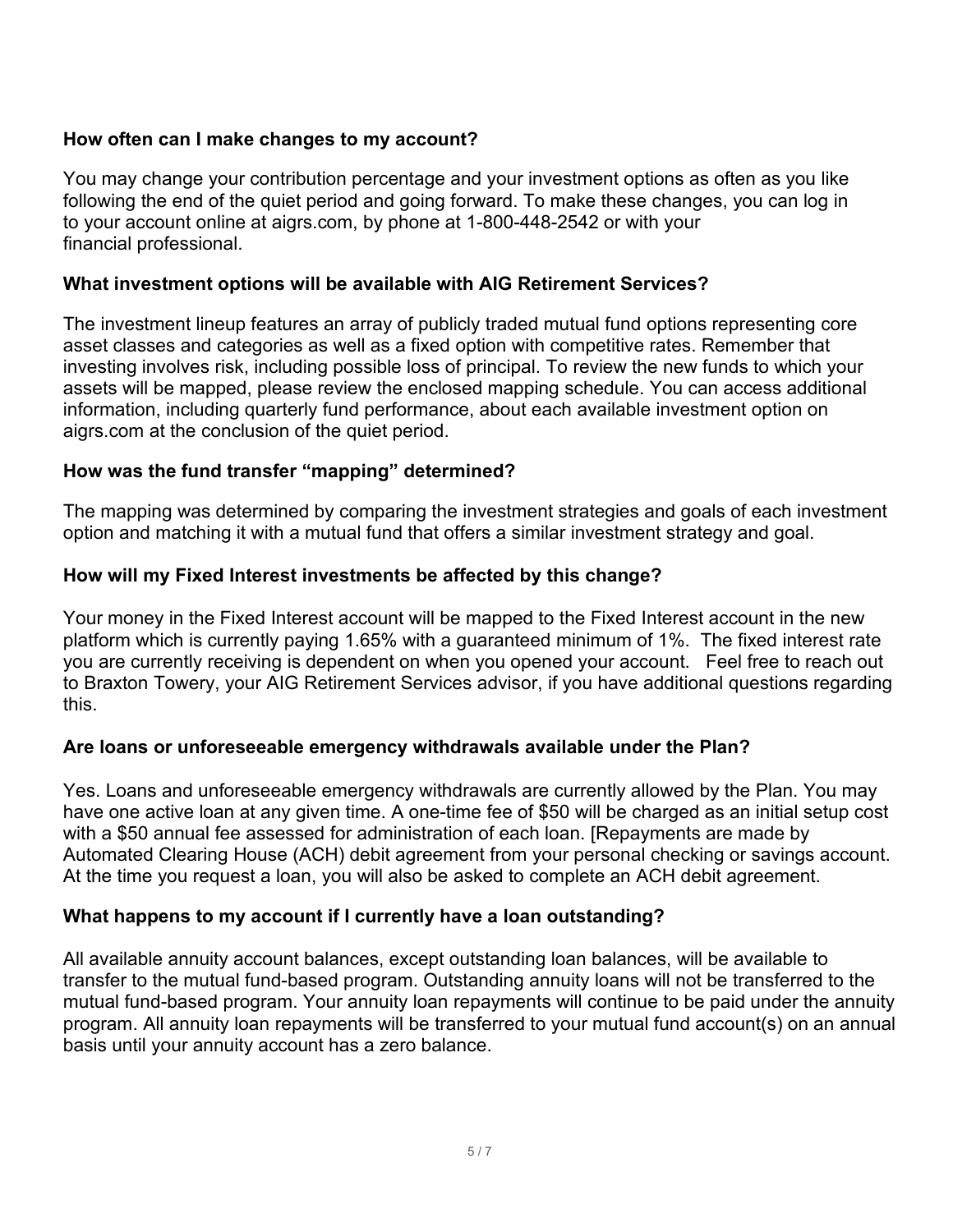**How often can I make changes to my account?**

You may change your contribution percentage and your investment options as often as you like following the end of the quiet period and going forward. To make these changes, you can log in to your account online at aigrs.com, by phone at 1-800-448-2542 or with your financial professional.

**What investment options will be available with AIG Retirement Services?**

The investment lineup features an array of publicly traded mutual fund options representing core asset classes and categories as well as a fixed option with competitive rates. Remember that investing involves risk, including possible loss of principal. To review the new funds to which your assets will be mapped, please review the enclosed mapping schedule. You can access additional information, including quarterly fund performance, about each available investment option on aigrs.com at the conclusion of the quiet period.

**How was the fund transfer "mapping" determined?**

The mapping was determined by comparing the investment strategies and goals of each investment option and matching it with a mutual fund that offers a similar investment strategy and goal.

**How will my Fixed Interest investments be affected by this change?**

Your money in the Fixed Interest account will be mapped to the Fixed Interest account in the new platform which is currently paying 1.65% with a guaranteed minimum of 1%. The fixed interest rate you are currently receiving is dependent on when you opened your account. Feel free to reach out to Braxton Towery, your AIG Retirement Services advisor, if you have additional questions regarding this.

**Are loans or unforeseeable emergency withdrawals available under the Plan?**

Yes. Loans and unforeseeable emergency withdrawals are currently allowed by the Plan. You may have one active loan at any given time. A one-time fee of $50 will be charged as an initial setup cost with a $50 annual fee assessed for administration of each loan. [Repayments are made by Automated Clearing House (ACH) debit agreement from your personal checking or savings account. At the time you request a loan, you will also be asked to complete an ACH debit agreement.

**What happens to my account if I currently have a loan outstanding?**

All available annuity account balances, except outstanding loan balances, will be available to transfer to the mutual fund-based program. Outstanding annuity loans will not be transferred to the mutual fund-based program. Your annuity loan repayments will continue to be paid under the annuity program. All annuity loan repayments will be transferred to your mutual fund account(s) on an annual basis until your annuity account has a zero balance.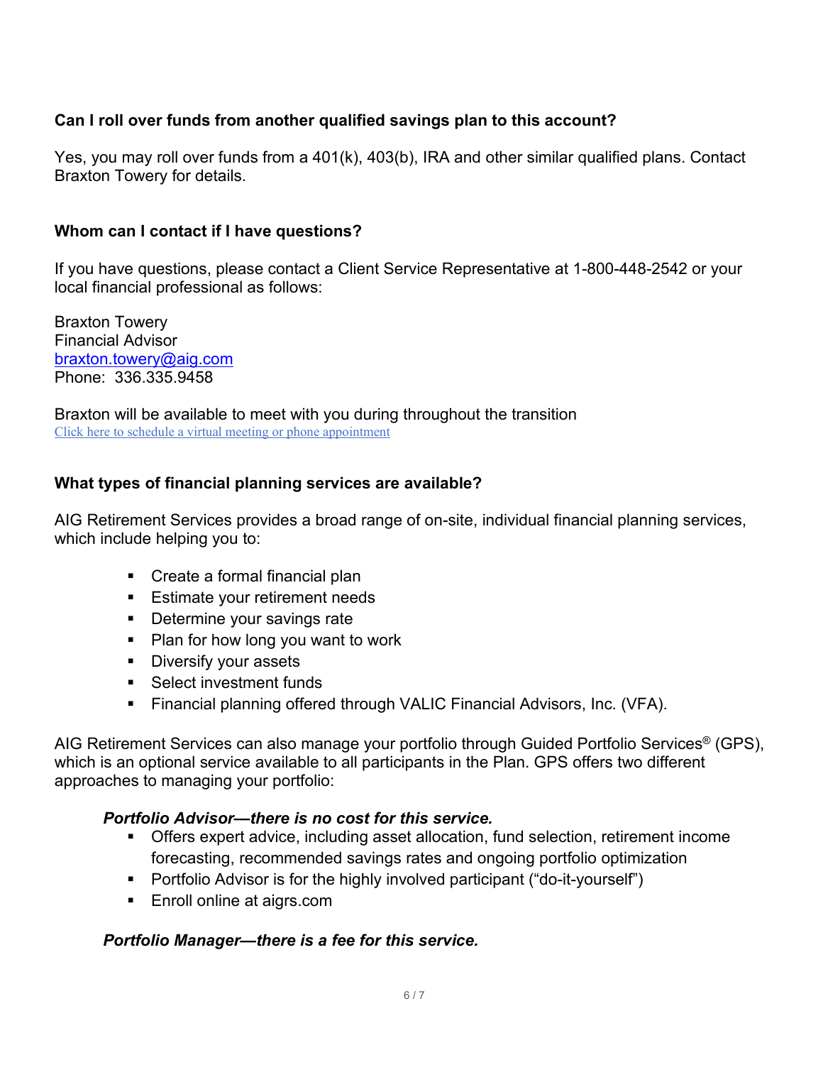**Can I roll over funds from another qualified savings plan to this account?**

Yes, you may roll over funds from a 401(k), 403(b), IRA and other similar qualified plans. Contact Braxton Towery for details.

**Whom can I contact if I have questions?**

If you have questions, please contact a Client Service Representative at 1-800-448-2542 or your local financial professional as follows:

Braxton Towery
Financial Advisor
braxton.towery@aig.com
Phone: 336.335.9458

Braxton will be available to meet with you during throughout the transition
Click here to schedule a virtual meeting or phone appointment

**What types of financial planning services are available?**

AIG Retirement Services provides a broad range of on-site, individual financial planning services, which include helping you to:

- Create a formal financial plan
- Estimate your retirement needs
- Determine your savings rate
- Plan for how long you want to work
- Diversify your assets
- Select investment funds
- Financial planning offered through VALIC Financial Advisors, Inc. (VFA).

AIG Retirement Services can also manage your portfolio through Guided Portfolio Services® (GPS), which is an optional service available to all participants in the Plan. GPS offers two different approaches to managing your portfolio:

***Portfolio Advisor—there is no cost for this service.***

- Offers expert advice, including asset allocation, fund selection, retirement income forecasting, recommended savings rates and ongoing portfolio optimization
- Portfolio Advisor is for the highly involved participant ("do-it-yourself")
- Enroll online at aigrs.com

***Portfolio Manager—there is a fee for this service.***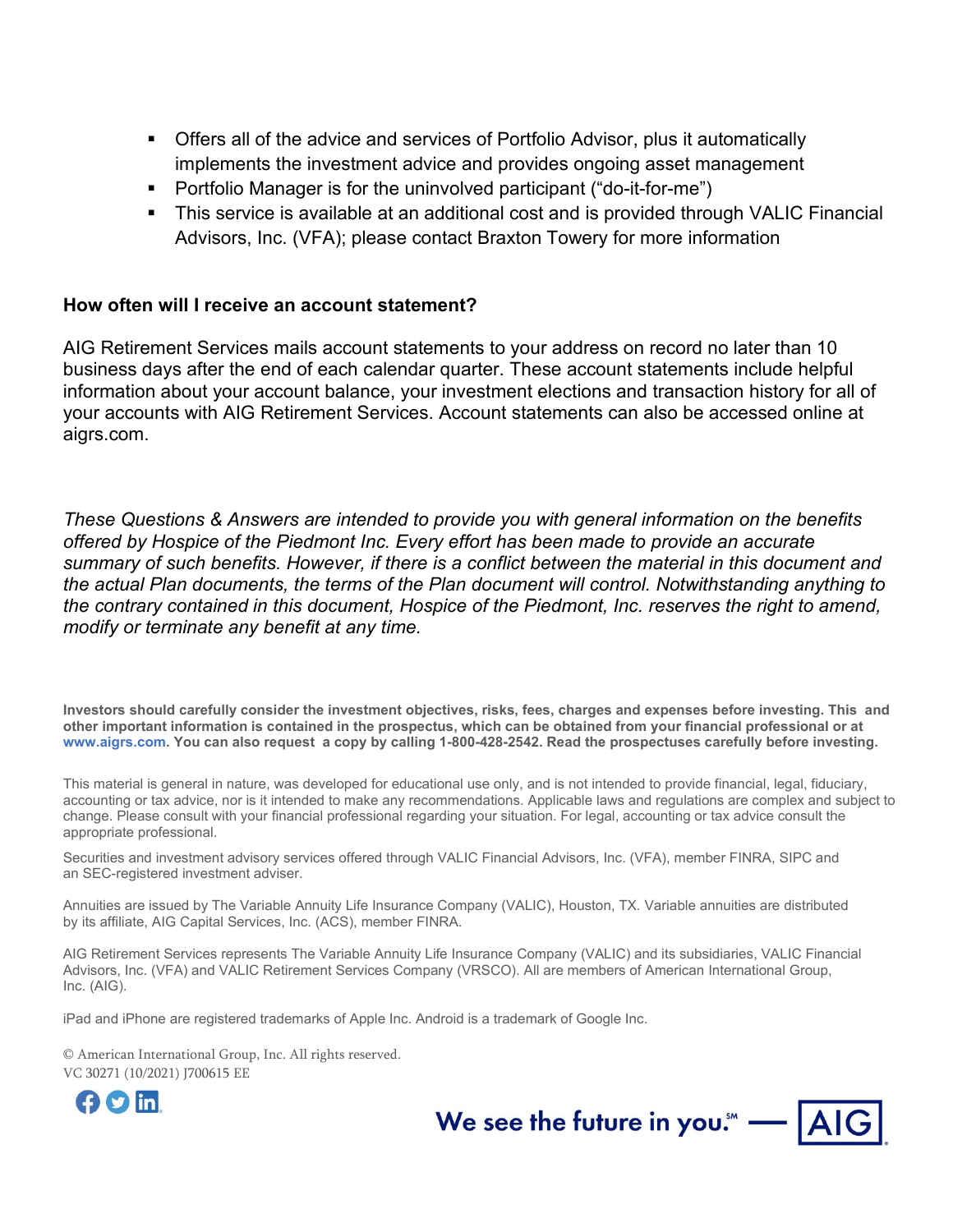- Offers all of the advice and services of Portfolio Advisor, plus it automatically implements the investment advice and provides ongoing asset management
- Portfolio Manager is for the uninvolved participant (“do-it-for-me”)
- This service is available at an additional cost and is provided through VALIC Financial Advisors, Inc. (VFA); please contact Braxton Towery for more information

**How often will I receive an account statement?**

AIG Retirement Services mails account statements to your address on record no later than 10 business days after the end of each calendar quarter. These account statements include helpful information about your account balance, your investment elections and transaction history for all of your accounts with AIG Retirement Services. Account statements can also be accessed online at aigrs.com.

*These Questions & Answers are intended to provide you with general information on the benefits offered by Hospice of the Piedmont Inc. Every effort has been made to provide an accurate summary of such benefits. However, if there is a conflict between the material in this document and the actual Plan documents, the terms of the Plan document will control. Notwithstanding anything to the contrary contained in this document, Hospice of the Piedmont, Inc. reserves the right to amend, modify or terminate any benefit at any time.*

**Investors should carefully consider the investment objectives, risks, fees, charges and expenses before investing. This and other important information is contained in the prospectus, which can be obtained from your financial professional or at www.aigrs.com. You can also request a copy by calling 1-800-428-2542. Read the prospectuses carefully before investing.**

This material is general in nature, was developed for educational use only, and is not intended to provide financial, legal, fiduciary, accounting or tax advice, nor is it intended to make any recommendations. Applicable laws and regulations are complex and subject to change. Please consult with your financial professional regarding your situation. For legal, accounting or tax advice consult the appropriate professional.

Securities and investment advisory services offered through VALIC Financial Advisors, Inc. (VFA), member FINRA, SIPC and an SEC-registered investment adviser.

Annuities are issued by The Variable Annuity Life Insurance Company (VALIC), Houston, TX. Variable annuities are distributed by its affiliate, AIG Capital Services, Inc. (ACS), member FINRA.

AIG Retirement Services represents The Variable Annuity Life Insurance Company (VALIC) and its subsidiaries, VALIC Financial Advisors, Inc. (VFA) and VALIC Retirement Services Company (VRSCO). All are members of American International Group, Inc. (AIG).

iPad and iPhone are registered trademarks of Apple Inc. Android is a trademark of Google Inc.

© American International Group, Inc. All rights reserved.
VC 30271 (10/2021) J700615 EE

We see the future in you.℠ — AIG